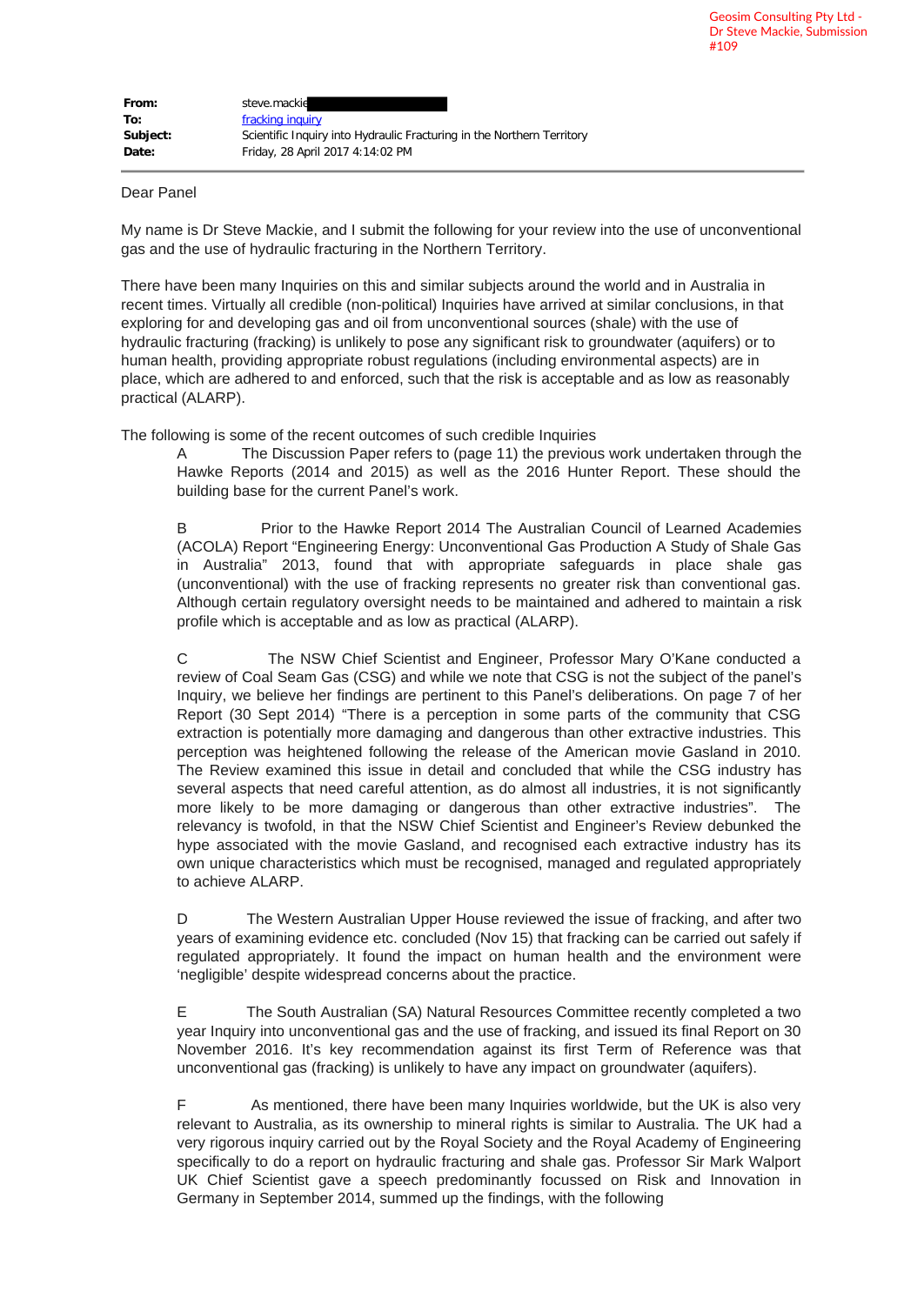Geosim Consulting Pty Ltd - Dr Steve Mackie, Submission #109

| | |
|---|---|
| **From:** | steve.mackie |
| **To:** | fracking inquiry |
| **Subject:** | Scientific Inquiry into Hydraulic Fracturing in the Northern Territory |
| **Date:** | Friday, 28 April 2017 4:14:02 PM |

Dear Panel

My name is Dr Steve Mackie, and I submit the following for your review into the use of unconventional gas and the use of hydraulic fracturing in the Northern Territory.

There have been many Inquiries on this and similar subjects around the world and in Australia in recent times. Virtually all credible (non-political) Inquiries have arrived at similar conclusions, in that exploring for and developing gas and oil from unconventional sources (shale) with the use of hydraulic fracturing (fracking) is unlikely to pose any significant risk to groundwater (aquifers) or to human health, providing appropriate robust regulations (including environmental aspects) are in place, which are adhered to and enforced, such that the risk is acceptable and as low as reasonably practical (ALARP).

The following is some of the recent outcomes of such credible Inquiries

A The Discussion Paper refers to (page 11) the previous work undertaken through the Hawke Reports (2014 and 2015) as well as the 2016 Hunter Report. These should the building base for the current Panel's work.

B Prior to the Hawke Report 2014 The Australian Council of Learned Academies (ACOLA) Report "Engineering Energy: Unconventional Gas Production A Study of Shale Gas in Australia" 2013, found that with appropriate safeguards in place shale gas (unconventional) with the use of fracking represents no greater risk than conventional gas. Although certain regulatory oversight needs to be maintained and adhered to maintain a risk profile which is acceptable and as low as practical (ALARP).

C The NSW Chief Scientist and Engineer, Professor Mary O'Kane conducted a review of Coal Seam Gas (CSG) and while we note that CSG is not the subject of the panel's Inquiry, we believe her findings are pertinent to this Panel's deliberations. On page 7 of her Report (30 Sept 2014) "There is a perception in some parts of the community that CSG extraction is potentially more damaging and dangerous than other extractive industries. This perception was heightened following the release of the American movie Gasland in 2010. The Review examined this issue in detail and concluded that while the CSG industry has several aspects that need careful attention, as do almost all industries, it is not significantly more likely to be more damaging or dangerous than other extractive industries". The relevancy is twofold, in that the NSW Chief Scientist and Engineer's Review debunked the hype associated with the movie Gasland, and recognised each extractive industry has its own unique characteristics which must be recognised, managed and regulated appropriately to achieve ALARP.

D The Western Australian Upper House reviewed the issue of fracking, and after two years of examining evidence etc. concluded (Nov 15) that fracking can be carried out safely if regulated appropriately. It found the impact on human health and the environment were 'negligible' despite widespread concerns about the practice.

E The South Australian (SA) Natural Resources Committee recently completed a two year Inquiry into unconventional gas and the use of fracking, and issued its final Report on 30 November 2016. It's key recommendation against its first Term of Reference was that unconventional gas (fracking) is unlikely to have any impact on groundwater (aquifers).

F As mentioned, there have been many Inquiries worldwide, but the UK is also very relevant to Australia, as its ownership to mineral rights is similar to Australia. The UK had a very rigorous inquiry carried out by the Royal Society and the Royal Academy of Engineering specifically to do a report on hydraulic fracturing and shale gas. Professor Sir Mark Walport UK Chief Scientist gave a speech predominantly focussed on Risk and Innovation in Germany in September 2014, summed up the findings, with the following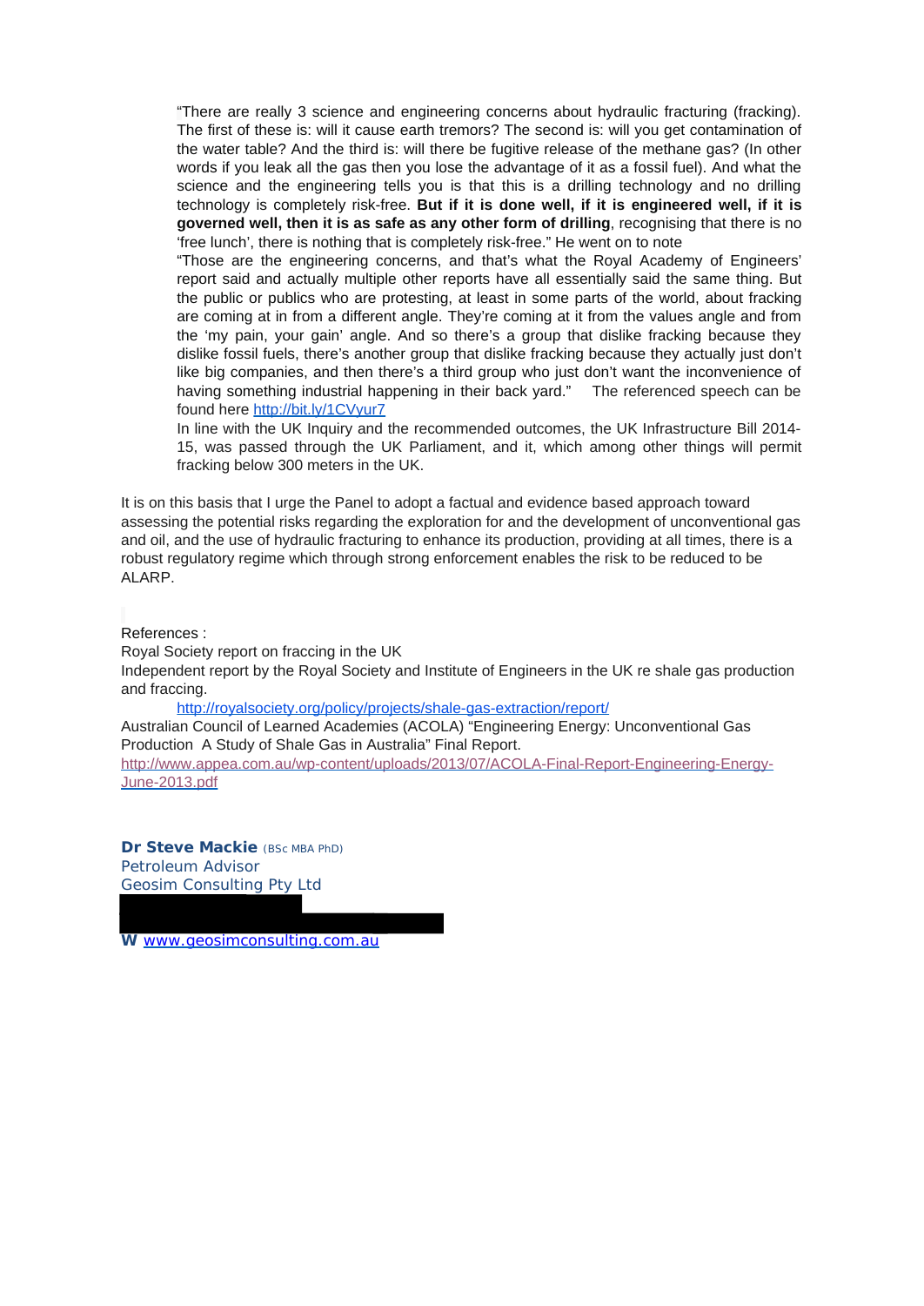"There are really 3 science and engineering concerns about hydraulic fracturing (fracking). The first of these is: will it cause earth tremors? The second is: will you get contamination of the water table? And the third is: will there be fugitive release of the methane gas? (In other words if you leak all the gas then you lose the advantage of it as a fossil fuel). And what the science and the engineering tells you is that this is a drilling technology and no drilling technology is completely risk-free. **But if it is done well, if it is engineered well, if it is governed well, then it is as safe as any other form of drilling**, recognising that there is no 'free lunch', there is nothing that is completely risk-free." He went on to note

"Those are the engineering concerns, and that's what the Royal Academy of Engineers' report said and actually multiple other reports have all essentially said the same thing. But the public or publics who are protesting, at least in some parts of the world, about fracking are coming at in from a different angle. They're coming at it from the values angle and from the 'my pain, your gain' angle. And so there's a group that dislike fracking because they dislike fossil fuels, there's another group that dislike fracking because they actually just don't like big companies, and then there's a third group who just don't want the inconvenience of having something industrial happening in their back yard." The referenced speech can be found here http://bit.ly/1CVyur7

In line with the UK Inquiry and the recommended outcomes, the UK Infrastructure Bill 2014-15, was passed through the UK Parliament, and it, which among other things will permit fracking below 300 meters in the UK.

It is on this basis that I urge the Panel to adopt a factual and evidence based approach toward assessing the potential risks regarding the exploration for and the development of unconventional gas and oil, and the use of hydraulic fracturing to enhance its production, providing at all times, there is a robust regulatory regime which through strong enforcement enables the risk to be reduced to be ALARP.

References :

Royal Society report on fraccing in the UK

Independent report by the Royal Society and Institute of Engineers in the UK re shale gas production and fraccing.

http://royalsociety.org/policy/projects/shale-gas-extraction/report/

Australian Council of Learned Academies (ACOLA) "Engineering Energy: Unconventional Gas Production A Study of Shale Gas in Australia" Final Report.

http://www.appea.com.au/wp-content/uploads/2013/07/ACOLA-Final-Report-Engineering-Energy-June-2013.pdf

**Dr Steve Mackie** (BSc MBA PhD)
Petroleum Advisor
Geosim Consulting Pty Ltd

**W** www.geosimconsulting.com.au